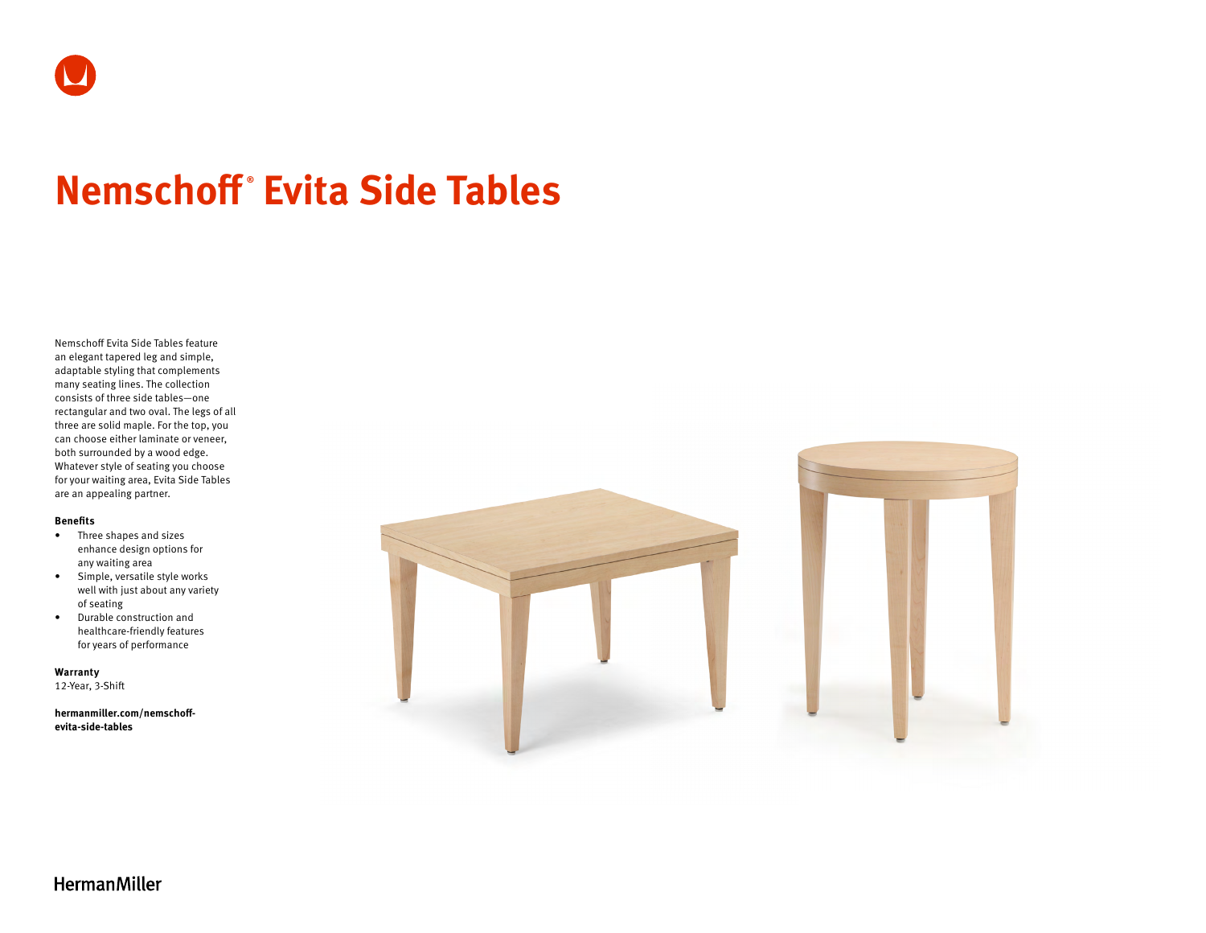# Nemschoff® Evita Side Tables

Nemschoff Evita Side Tables feature an elegant tapered leg and simple, adaptable styling that complements many seating lines. The collection consists of three side tables—one rectangular and two oval. The legs of all three are solid maple. For the top, you can choose either laminate or veneer, both surrounded by a wood edge. Whatever style of seating you choose for your waiting area, Evita Side Tables are an appealing partner.

**Benefits**

- Three shapes and sizes enhance design options for any waiting area
- Simple, versatile style works well with just about any variety of seating
- Durable construction and healthcare-friendly features for years of performance

**Warranty**
12-Year, 3-Shift

**hermanmiller.com/nemschoff-evita-side-tables**

HermanMiller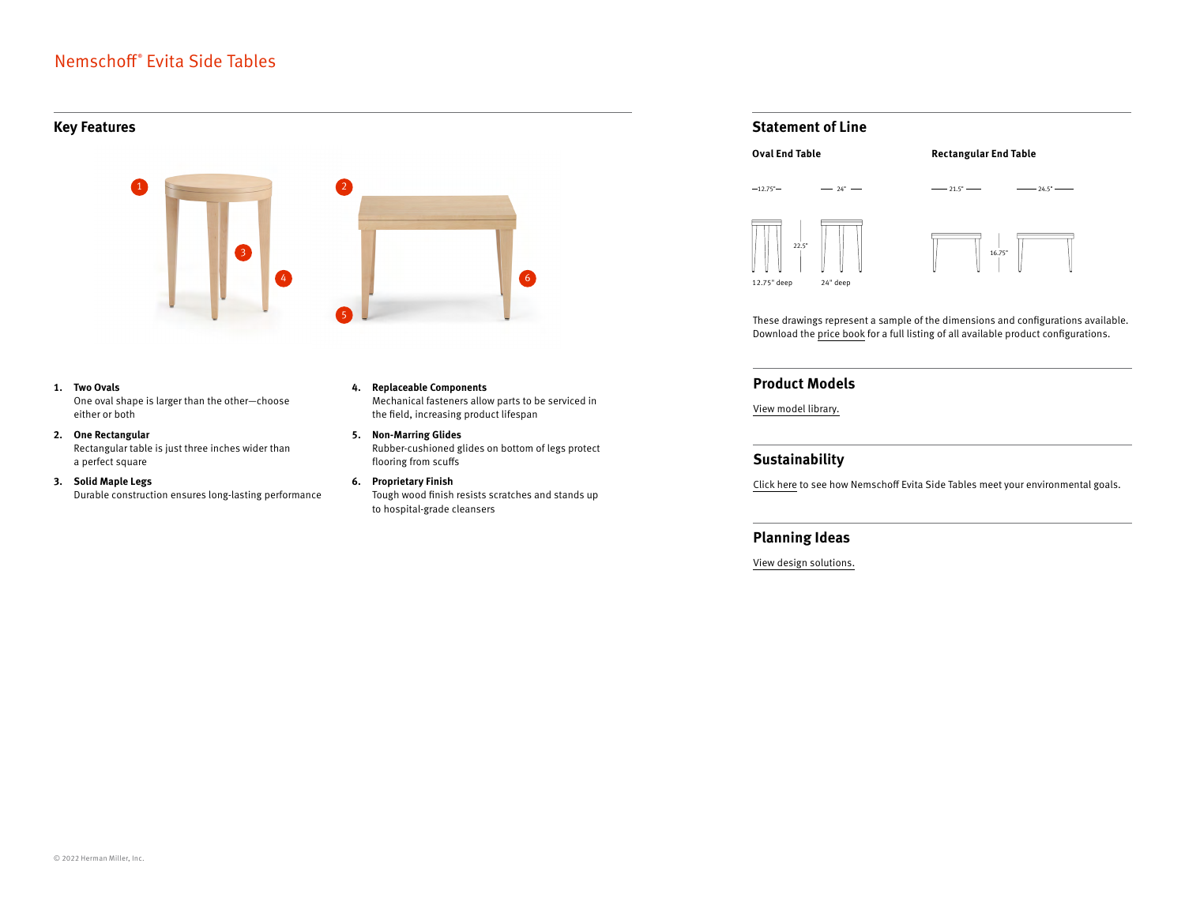# Nemschoff® Evita Side Tables

## Key Features

1 2 3 4 5 6

1. **Two Ovals**
   One oval shape is larger than the other—choose either or both
2. **One Rectangular**
   Rectangular table is just three inches wider than a perfect square
3. **Solid Maple Legs**
   Durable construction ensures long-lasting performance
4. **Replaceable Components**
   Mechanical fasteners allow parts to be serviced in the field, increasing product lifespan
5. **Non-Marring Glides**
   Rubber-cushioned glides on bottom of legs protect flooring from scuffs
6. **Proprietary Finish**
   Tough wood finish resists scratches and stands up to hospital-grade cleansers

## Statement of Line

**Oval End Table**

12.75"
24"
22.5"
12.75" deep
24" deep

**Rectangular End Table**

21.5"
24.5"
16.75"

These drawings represent a sample of the dimensions and configurations available. Download the price book for a full listing of all available product configurations.

## Product Models

View model library.

## Sustainability

Click here to see how Nemschoff Evita Side Tables meet your environmental goals.

## Planning Ideas

View design solutions.

© 2022 Herman Miller, Inc.